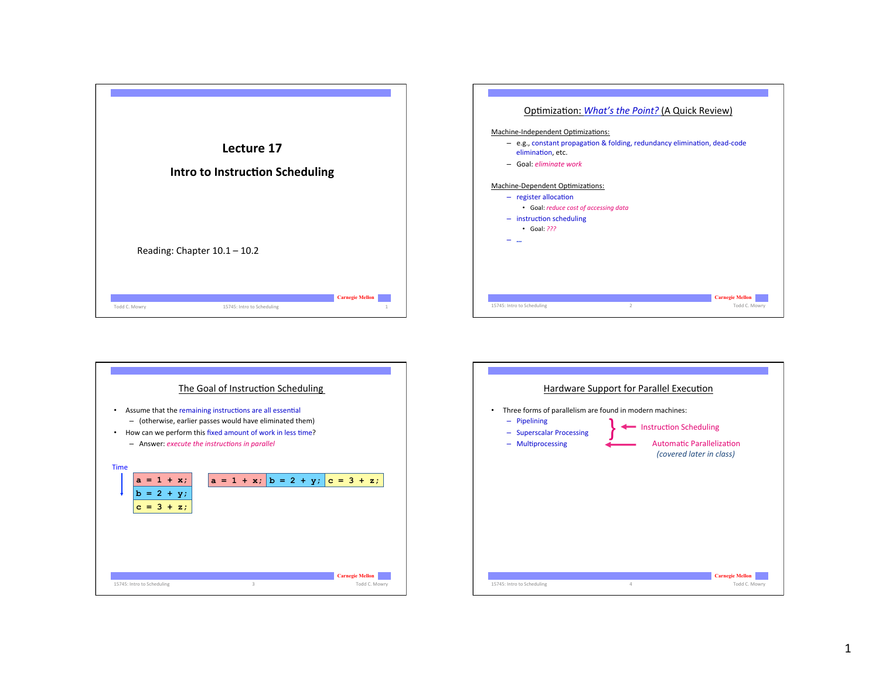# Lecture 17

## Intro to Instruction Scheduling

Reading: Chapter 10.1 – 10.2

---

## Optimization: *What's the Point?* (A Quick Review)

Machine-Independent Optimizations:

- e.g., constant propagation & folding, redundancy elimination, dead-code elimination, etc.
- Goal: *eliminate work*

Machine-Dependent Optimizations:

- register allocation
  - Goal: *reduce cost of accessing data*
- instruction scheduling
  - Goal: *???*
- …

---

## The Goal of Instruction Scheduling

- Assume that the remaining instructions are all essential
  - (otherwise, earlier passes would have eliminated them)
- How can we perform this fixed amount of work in less time?
  - Answer: *execute the instructions in parallel*

Time ↓

```
a = 1 + x;
b = 2 + y;
c = 3 + z;
```

```
a = 1 + x; | b = 2 + y; | c = 3 + z;
```

---

## Hardware Support for Parallel Execution

- Three forms of parallelism are found in modern machines:
  - Pipelining } ← Instruction Scheduling
  - Superscalar Processing }
  - Multiprocessing ← Automatic Parallelization *(covered later in class)*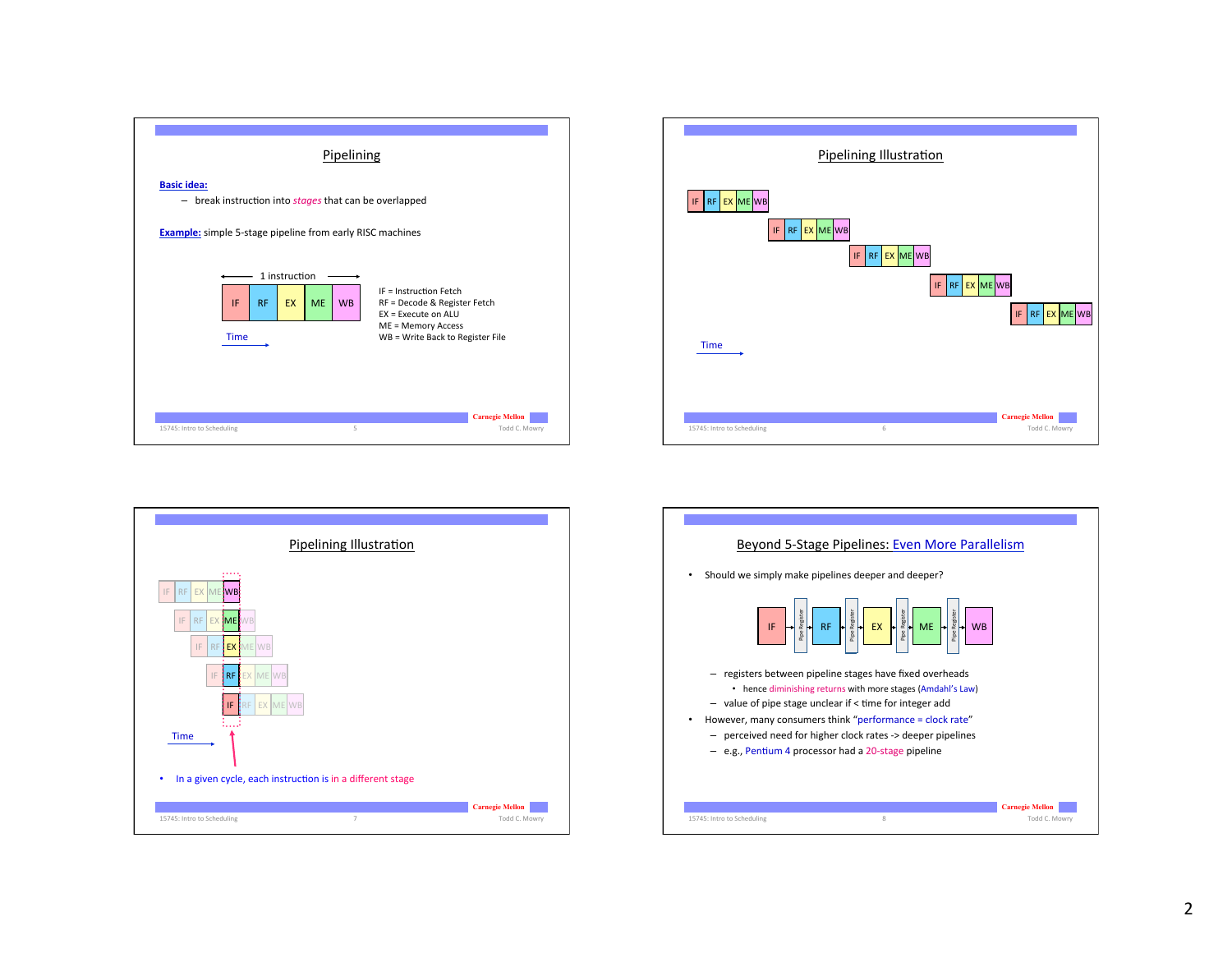## Pipelining

**Basic idea:**

– break instruction into *stages* that can be overlapped

**Example:** simple 5-stage pipeline from early RISC machines

1 instruction

| IF | RF | EX | ME | WB |
|---|---|---|---|---|

Time →

IF = Instruction Fetch
RF = Decode & Register Fetch
EX = Execute on ALU
ME = Memory Access
WB = Write Back to Register File

## Pipelining Illustration

IF RF EX ME WB
IF RF EX ME WB
IF RF EX ME WB
IF RF EX ME WB
IF RF EX ME WB

Time →

## Pipelining Illustration

IF RF EX ME WB
IF RF EX ME WB
IF RF EX ME WB
IF RF EX ME WB
IF RF EX ME WB

Time →

- In a given cycle, each instruction is in a different stage

## Beyond 5-Stage Pipelines: Even More Parallelism

- Should we simply make pipelines deeper and deeper?

IF → Pipe Register → RF → Pipe Register → EX → Pipe Register → ME → Pipe Register → WB

  – registers between pipeline stages have fixed overheads
    - hence diminishing returns with more stages (Amdahl's Law)
  – value of pipe stage unclear if < time for integer add
- However, many consumers think "performance = clock rate"
  – perceived need for higher clock rates -> deeper pipelines
  – e.g., Pentium 4 processor had a 20-stage pipeline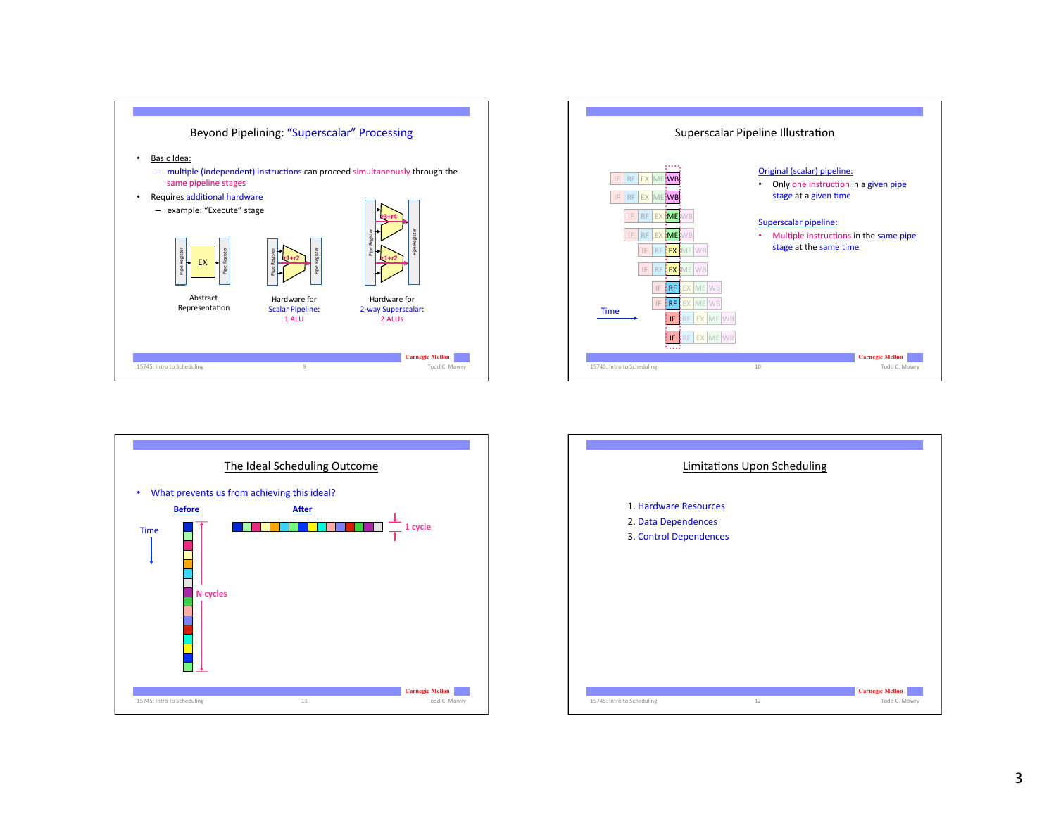## Beyond Pipelining: "Superscalar" Processing

- Basic Idea:
  - multiple (independent) instructions can proceed simultaneously through the same pipeline stages
- Requires additional hardware
  - example: "Execute" stage

Abstract Representation

Hardware for Scalar Pipeline: 1 ALU

Hardware for 2-way Superscalar: 2 ALUs

## Superscalar Pipeline Illustration

Original (scalar) pipeline:

- Only one instruction in a given pipe stage at a given time

Superscalar pipeline:

- Multiple instructions in the same pipe stage at the same time

## The Ideal Scheduling Outcome

- What prevents us from achieving this ideal?

Before: N cycles

After: 1 cycle

## Limitations Upon Scheduling

1. Hardware Resources
2. Data Dependences
3. Control Dependences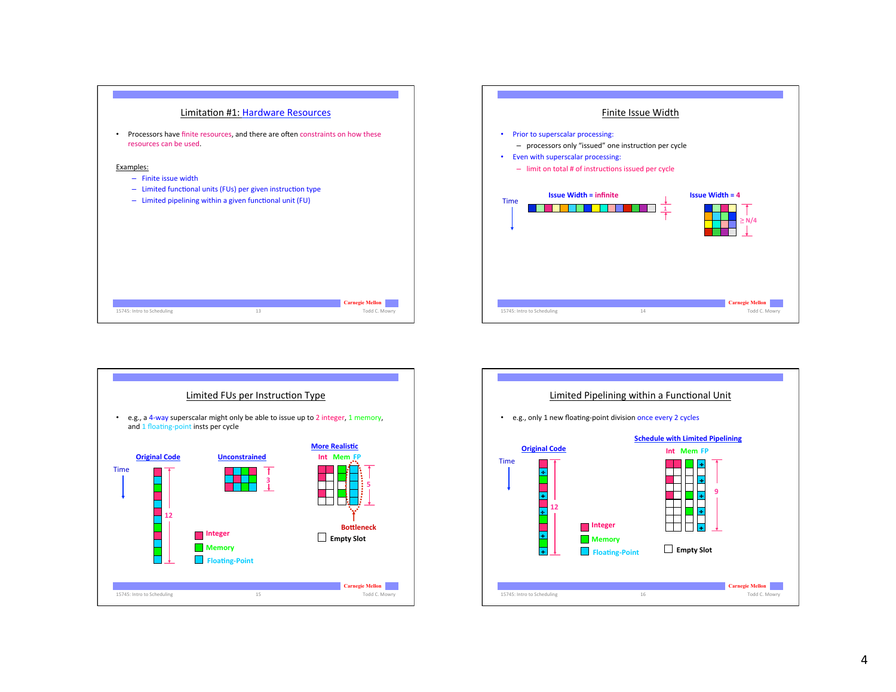## Limitation #1: Hardware Resources

- Processors have finite resources, and there are often constraints on how these resources can be used.

Examples:

- Finite issue width
- Limited functional units (FUs) per given instruction type
- Limited pipelining within a given functional unit (FU)

## Finite Issue Width

- Prior to superscalar processing:
  - processors only "issued" one instruction per cycle
- Even with superscalar processing:
  - limit on total # of instructions issued per cycle

Time

Issue Width = infinite — 1

Issue Width = 4 — ≥ N/4

## Limited FUs per Instruction Type

- e.g., a 4-way superscalar might only be able to issue up to 2 integer, 1 memory, and 1 floating-point insts per cycle

Original Code — Time — 12

Unconstrained — 3

More Realistic — Int, Mem, FP — 5

Bottleneck

Empty Slot

Integer

Memory

Floating-Point

## Limited Pipelining within a Functional Unit

- e.g., only 1 new floating-point division once every 2 cycles

Original Code — Time — 12

Schedule with Limited Pipelining — Int, Mem, FP — 9

Integer

Memory

Floating-Point

Empty Slot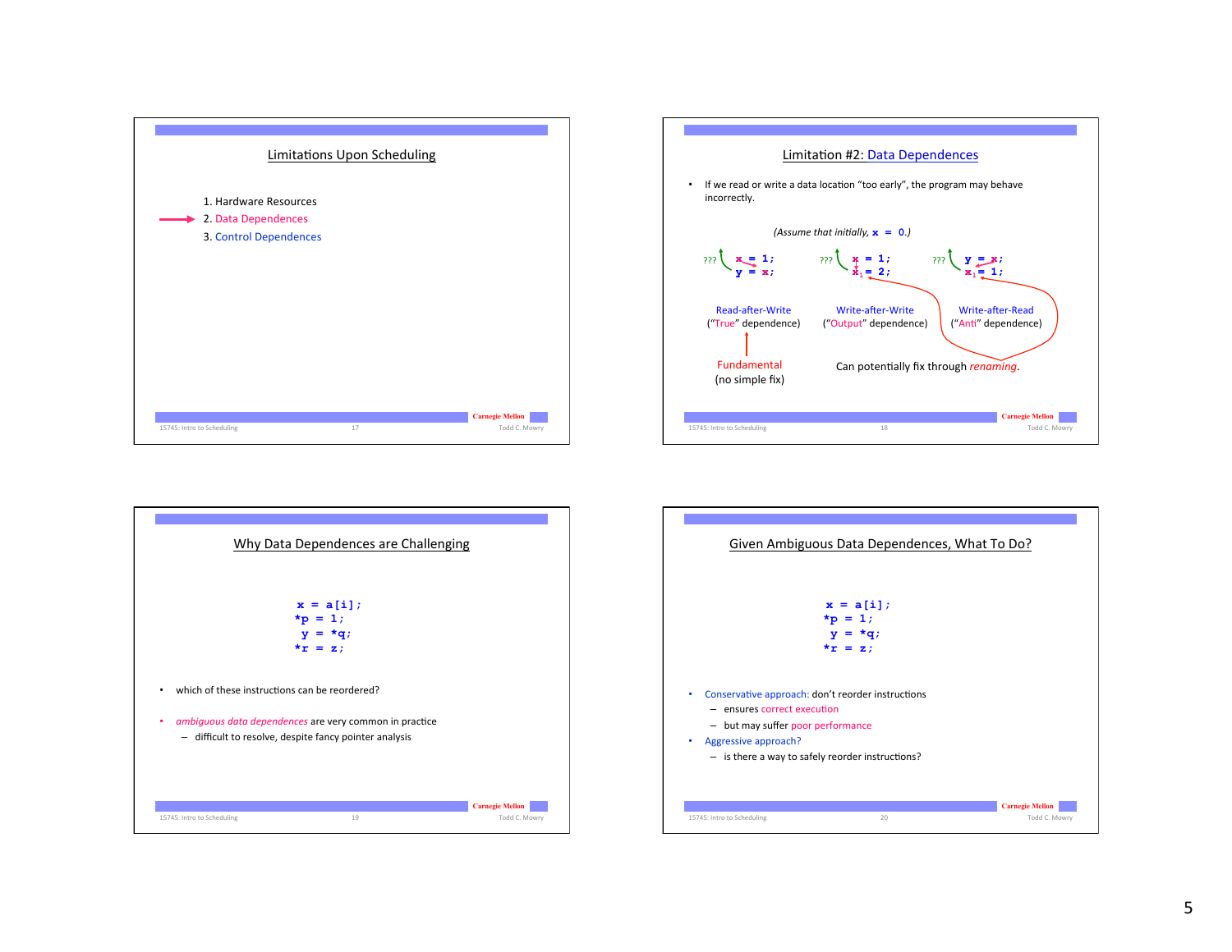## Limitations Upon Scheduling

1. Hardware Resources
2. Data Dependences
3. Control Dependences

## Limitation #2: Data Dependences

- If we read or write a data location "too early", the program may behave incorrectly.

*(Assume that initially,* `x = 0`*.)*

```
x = 1;        x = 1;          y = x;
y = x;        x1 = 2;         x1 = 1;
```

| Read-after-Write ("True" dependence) | Write-after-Write ("Output" dependence) | Write-after-Read ("Anti" dependence) |
|---|---|---|
| Fundamental (no simple fix) | Can potentially fix through *renaming*. | |

## Why Data Dependences are Challenging

```
x = a[i];
*p = 1;
 y = *q;
*r = z;
```

- which of these instructions can be reordered?
- *ambiguous data dependences* are very common in practice
  - difficult to resolve, despite fancy pointer analysis

## Given Ambiguous Data Dependences, What To Do?

```
x = a[i];
*p = 1;
 y = *q;
*r = z;
```

- Conservative approach: don't reorder instructions
  - ensures correct execution
  - but may suffer poor performance
- Aggressive approach?
  - is there a way to safely reorder instructions?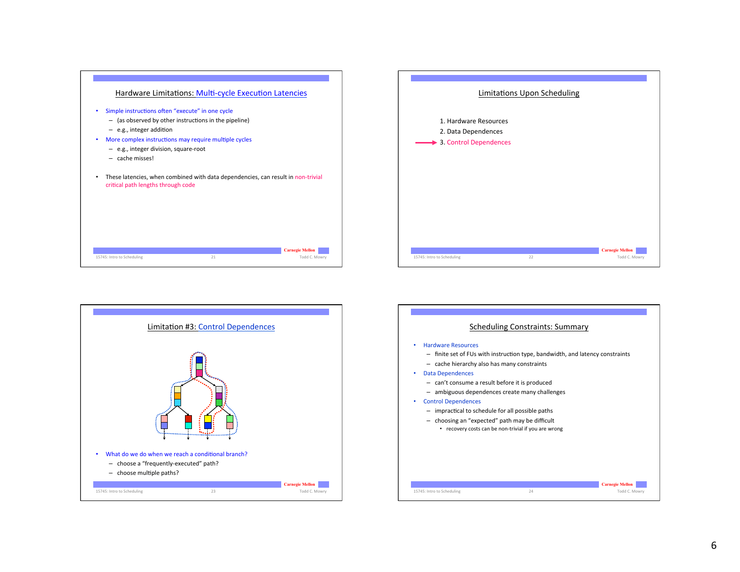## Hardware Limitations: Multi-cycle Execution Latencies

- Simple instructions often "execute" in one cycle
  - (as observed by other instructions in the pipeline)
  - e.g., integer addition
- More complex instructions may require multiple cycles
  - e.g., integer division, square-root
  - cache misses!
- These latencies, when combined with data dependencies, can result in non-trivial critical path lengths through code

## Limitations Upon Scheduling

1. Hardware Resources
2. Data Dependences
3. Control Dependences

## Limitation #3: Control Dependences

- What do we do when we reach a conditional branch?
  - choose a "frequently-executed" path?
  - choose multiple paths?

## Scheduling Constraints: Summary

- Hardware Resources
  - finite set of FUs with instruction type, bandwidth, and latency constraints
  - cache hierarchy also has many constraints
- Data Dependences
  - can't consume a result before it is produced
  - ambiguous dependences create many challenges
- Control Dependences
  - impractical to schedule for all possible paths
  - choosing an "expected" path may be difficult
    - recovery costs can be non-trivial if you are wrong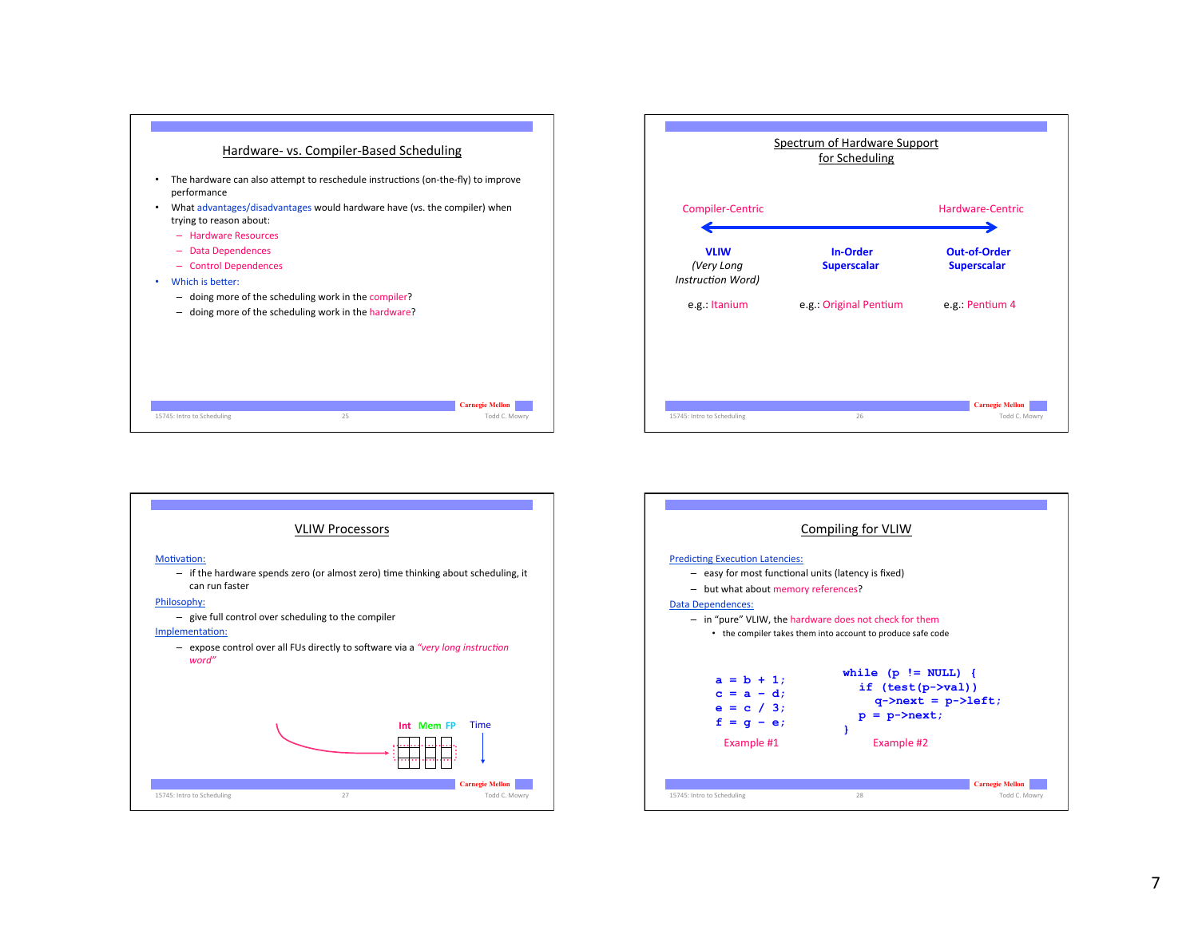## Hardware- vs. Compiler-Based Scheduling

- The hardware can also attempt to reschedule instructions (on-the-fly) to improve performance
- What advantages/disadvantages would hardware have (vs. the compiler) when trying to reason about:
  - Hardware Resources
  - Data Dependences
  - Control Dependences
- Which is better:
  - doing more of the scheduling work in the compiler?
  - doing more of the scheduling work in the hardware?

## Spectrum of Hardware Support for Scheduling

Compiler-Centric ⟷ Hardware-Centric

| VLIW (*Very Long Instruction Word*) | In-Order Superscalar | Out-of-Order Superscalar |
|---|---|---|
| e.g.: Itanium | e.g.: Original Pentium | e.g.: Pentium 4 |

## VLIW Processors

Motivation:
- if the hardware spends zero (or almost zero) time thinking about scheduling, it can run faster

Philosophy:
- give full control over scheduling to the compiler

Implementation:
- expose control over all FUs directly to software via a *"very long instruction word"*

Int Mem FP Time

## Compiling for VLIW

Predicting Execution Latencies:
- easy for most functional units (latency is fixed)
- but what about memory references?

Data Dependences:
- in "pure" VLIW, the hardware does not check for them
  - the compiler takes them into account to produce safe code

```
a = b + 1;
c = a - d;
e = c / 3;
f = g - e;
```

Example #1

```
while (p != NULL) {
  if (test(p->val))
    q->next = p->left;
  p = p->next;
}
```

Example #2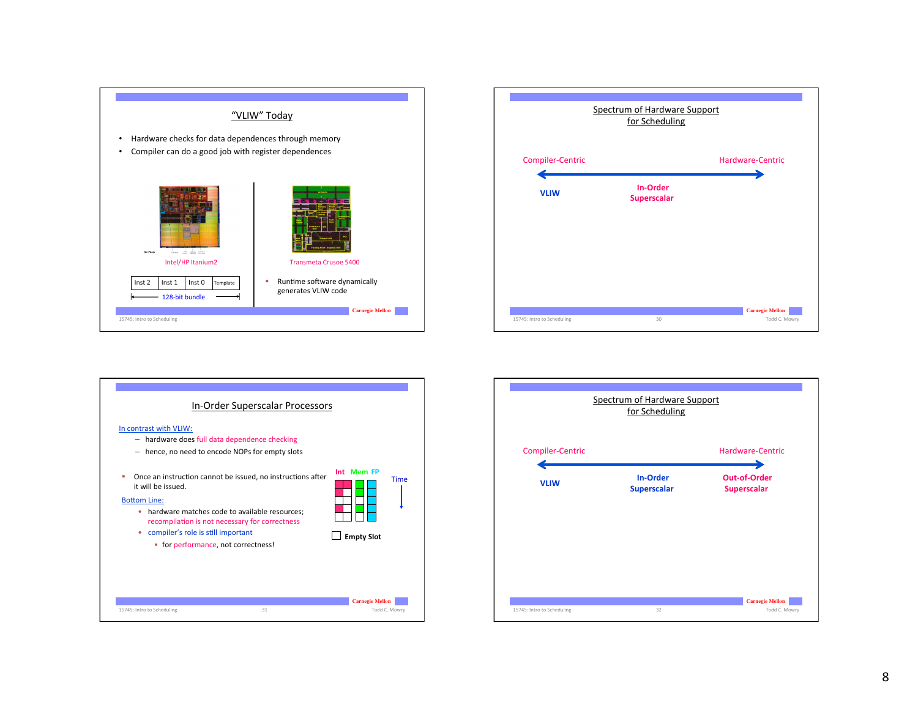## "VLIW" Today

- Hardware checks for data dependences through memory
- Compiler can do a good job with register dependences

Intel/HP Itanium2

| Inst 2 | Inst 1 | Inst 0 | Template |
|---|---|---|---|

128-bit bundle

Transmeta Crusoe 5400

- Runtime software dynamically generates VLIW code

## Spectrum of Hardware Support for Scheduling

Compiler-Centric ⟷ Hardware-Centric

**VLIW** — **In-Order Superscalar**

## In-Order Superscalar Processors

In contrast with VLIW:

- hardware does full data dependence checking
- hence, no need to encode NOPs for empty slots

- Once an instruction cannot be issued, no instructions after it will be issued.

Int Mem FP — Time

Empty Slot

Bottom Line:

- hardware matches code to available resources; recompilation is not necessary for correctness
- compiler's role is still important
  - for performance, not correctness!

## Spectrum of Hardware Support for Scheduling

Compiler-Centric ⟷ Hardware-Centric

**VLIW** — **In-Order Superscalar** — **Out-of-Order Superscalar**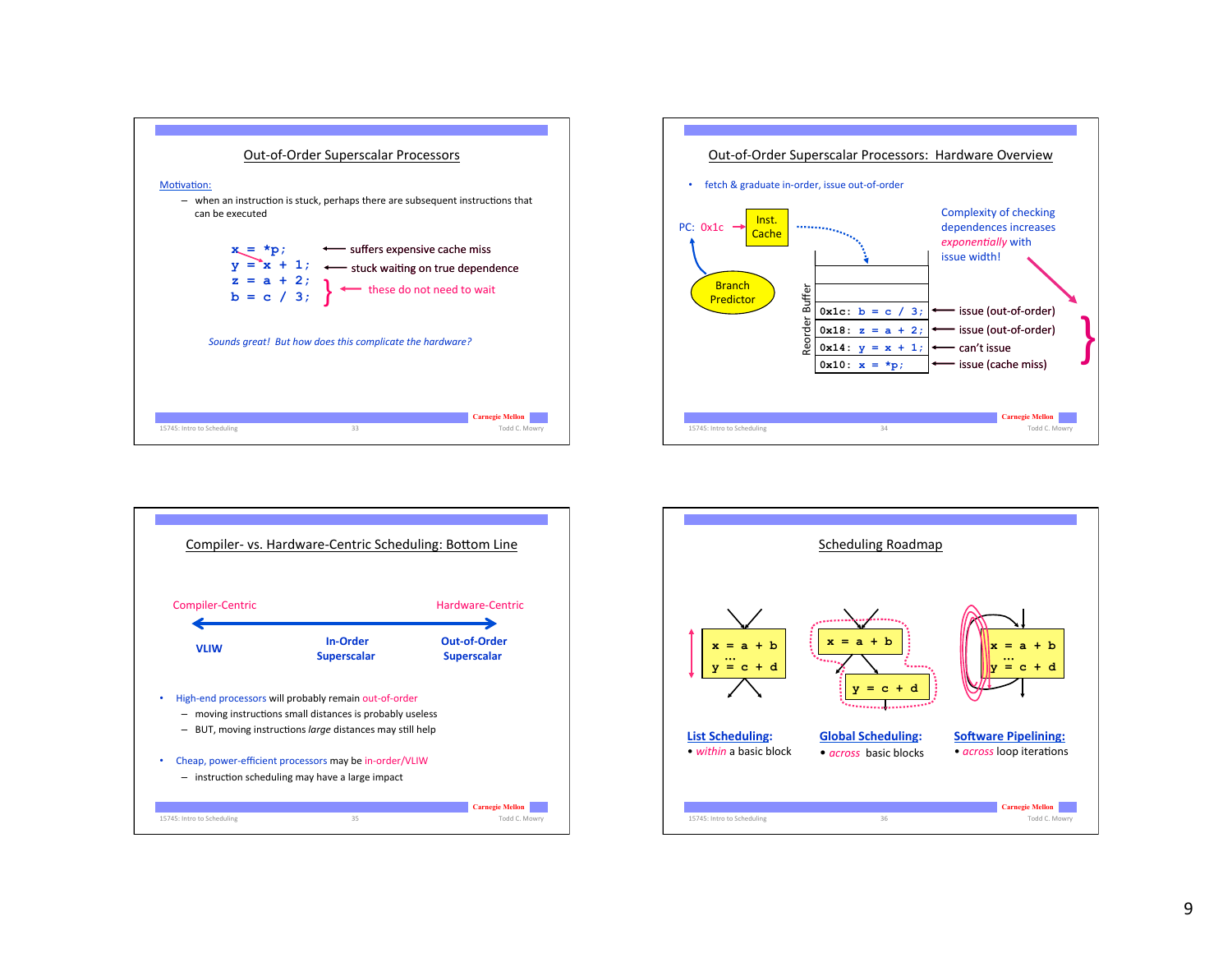## Out-of-Order Superscalar Processors

Motivation:

- when an instruction is stuck, perhaps there are subsequent instructions that can be executed

```
x = *p;      ← suffers expensive cache miss
y = x + 1;   ← stuck waiting on true dependence
z = a + 2;   } ← these do not need to wait
b = c / 3;   }
```

*Sounds great! But how does this complicate the hardware?*

## Out-of-Order Superscalar Processors: Hardware Overview

- fetch & graduate in-order, issue out-of-order

PC: 0x1c

Inst. Cache

Branch Predictor

Reorder Buffer

```
0x1c: b = c / 3;   ← issue (out-of-order)
0x18: z = a + 2;   ← issue (out-of-order)
0x14: y = x + 1;   ← can't issue
0x10: x = *p;      ← issue (cache miss)
```

Complexity of checking dependences increases *exponentially* with issue width!

## Compiler- vs. Hardware-Centric Scheduling: Bottom Line

Compiler-Centric ↔ Hardware-Centric

VLIW — In-Order Superscalar — Out-of-Order Superscalar

- High-end processors will probably remain out-of-order
  - moving instructions small distances is probably useless
  - BUT, moving instructions *large* distances may still help
- Cheap, power-efficient processors may be in-order/VLIW
  - instruction scheduling may have a large impact

## Scheduling Roadmap

```
x = a + b
...
y = c + d
```

**List Scheduling:**
- *within* a basic block

**Global Scheduling:**
- *across* basic blocks

**Software Pipelining:**
- *across* loop iterations